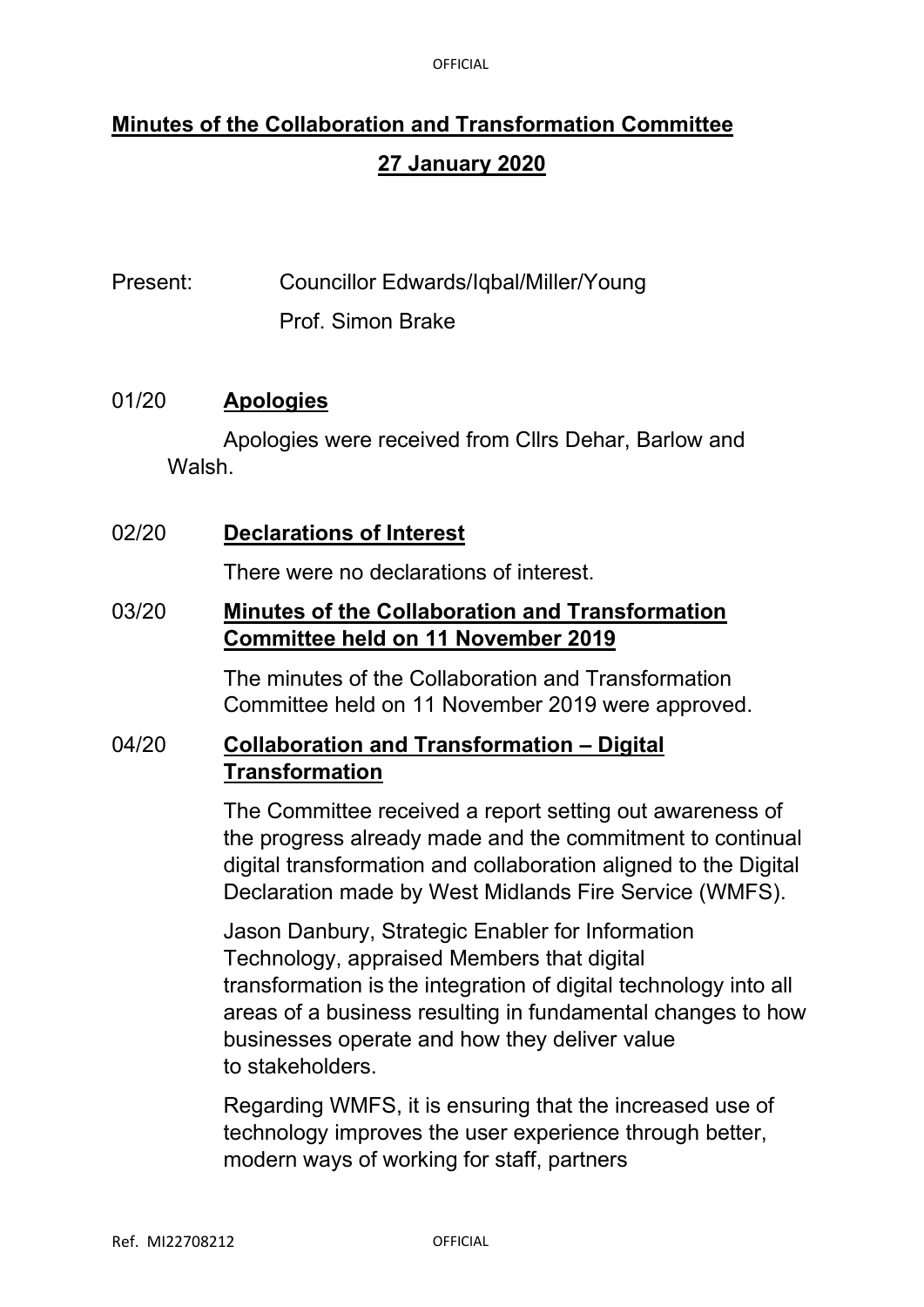# Minutes of the Collaboration and Transformation Committee

## 27 January 2020

Present: Councillor Edwards/Iqbal/Miller/Young

Prof. Simon Brake

### 01/20 Apologies

Apologies were received from Cllrs Dehar, Barlow and Walsh.

### 02/20 Declarations of Interest

There were no declarations of interest.

### 03/20 Minutes of the Collaboration and Transformation Committee held on 11 November 2019

The minutes of the Collaboration and Transformation Committee held on 11 November 2019 were approved.

### 04/20 Collaboration and Transformation – Digital Transformation

The Committee received a report setting out awareness of the progress already made and the commitment to continual digital transformation and collaboration aligned to the Digital Declaration made by West Midlands Fire Service (WMFS).

Jason Danbury, Strategic Enabler for Information Technology, appraised Members that digital transformation is the integration of digital technology into all areas of a business resulting in fundamental changes to how businesses operate and how they deliver value to stakeholders.

Regarding WMFS, it is ensuring that the increased use of technology improves the user experience through better, modern ways of working for staff, partners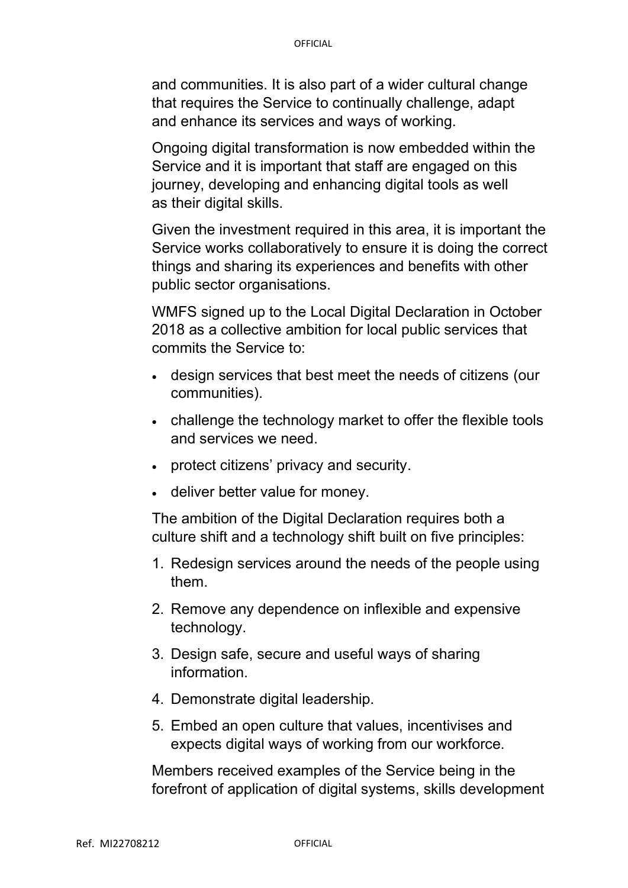and communities. It is also part of a wider cultural change that requires the Service to continually challenge, adapt and enhance its services and ways of working.

Ongoing digital transformation is now embedded within the Service and it is important that staff are engaged on this journey, developing and enhancing digital tools as well as their digital skills.

Given the investment required in this area, it is important the Service works collaboratively to ensure it is doing the correct things and sharing its experiences and benefits with other public sector organisations.

WMFS signed up to the Local Digital Declaration in October 2018 as a collective ambition for local public services that commits the Service to:

- design services that best meet the needs of citizens (our communities).
- challenge the technology market to offer the flexible tools and services we need.
- protect citizens' privacy and security.
- deliver better value for money.

The ambition of the Digital Declaration requires both a culture shift and a technology shift built on five principles:

1. Redesign services around the needs of the people using them.
2. Remove any dependence on inflexible and expensive technology.
3. Design safe, secure and useful ways of sharing information.
4. Demonstrate digital leadership.
5. Embed an open culture that values, incentivises and expects digital ways of working from our workforce.

Members received examples of the Service being in the forefront of application of digital systems, skills development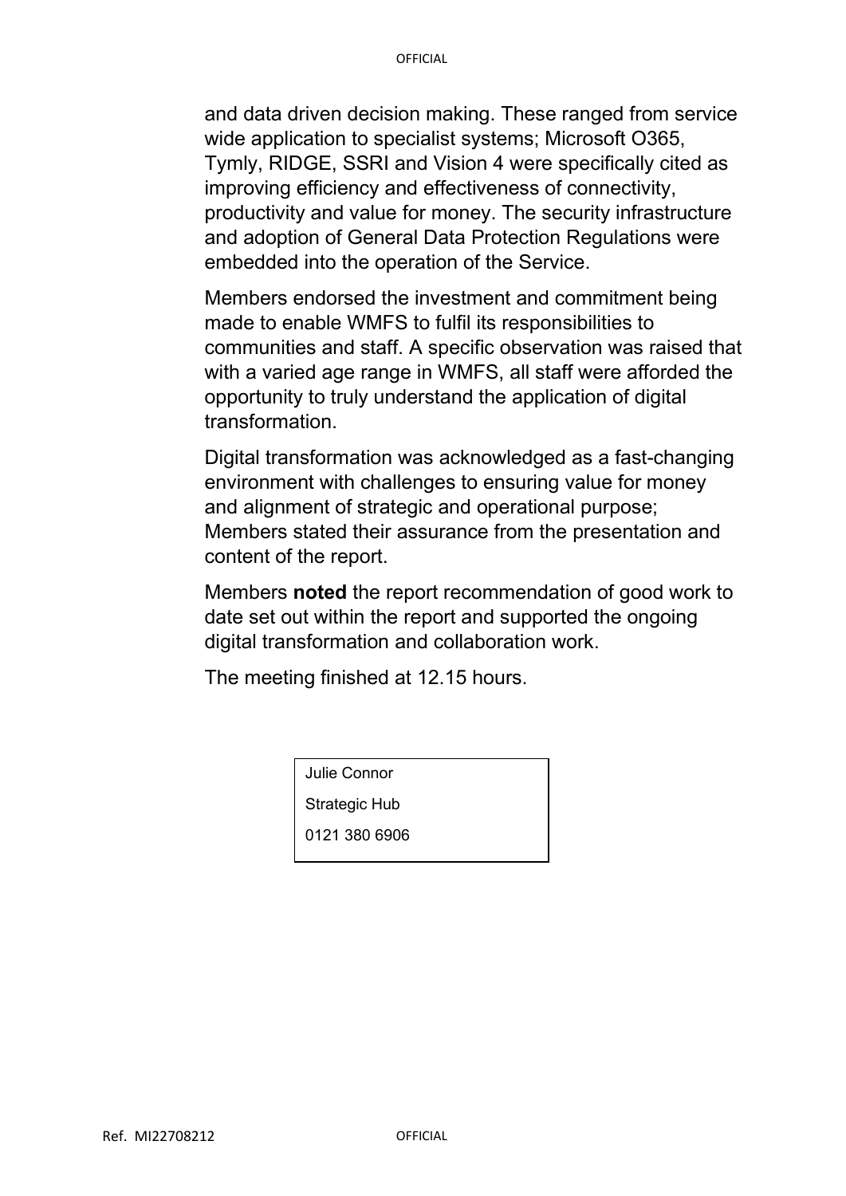and data driven decision making. These ranged from service wide application to specialist systems; Microsoft O365, Tymly, RIDGE, SSRI and Vision 4 were specifically cited as improving efficiency and effectiveness of connectivity, productivity and value for money. The security infrastructure and adoption of General Data Protection Regulations were embedded into the operation of the Service.

Members endorsed the investment and commitment being made to enable WMFS to fulfil its responsibilities to communities and staff. A specific observation was raised that with a varied age range in WMFS, all staff were afforded the opportunity to truly understand the application of digital transformation.

Digital transformation was acknowledged as a fast-changing environment with challenges to ensuring value for money and alignment of strategic and operational purpose; Members stated their assurance from the presentation and content of the report.

Members **noted** the report recommendation of good work to date set out within the report and supported the ongoing digital transformation and collaboration work.

The meeting finished at 12.15 hours.

Julie Connor

Strategic Hub

0121 380 6906